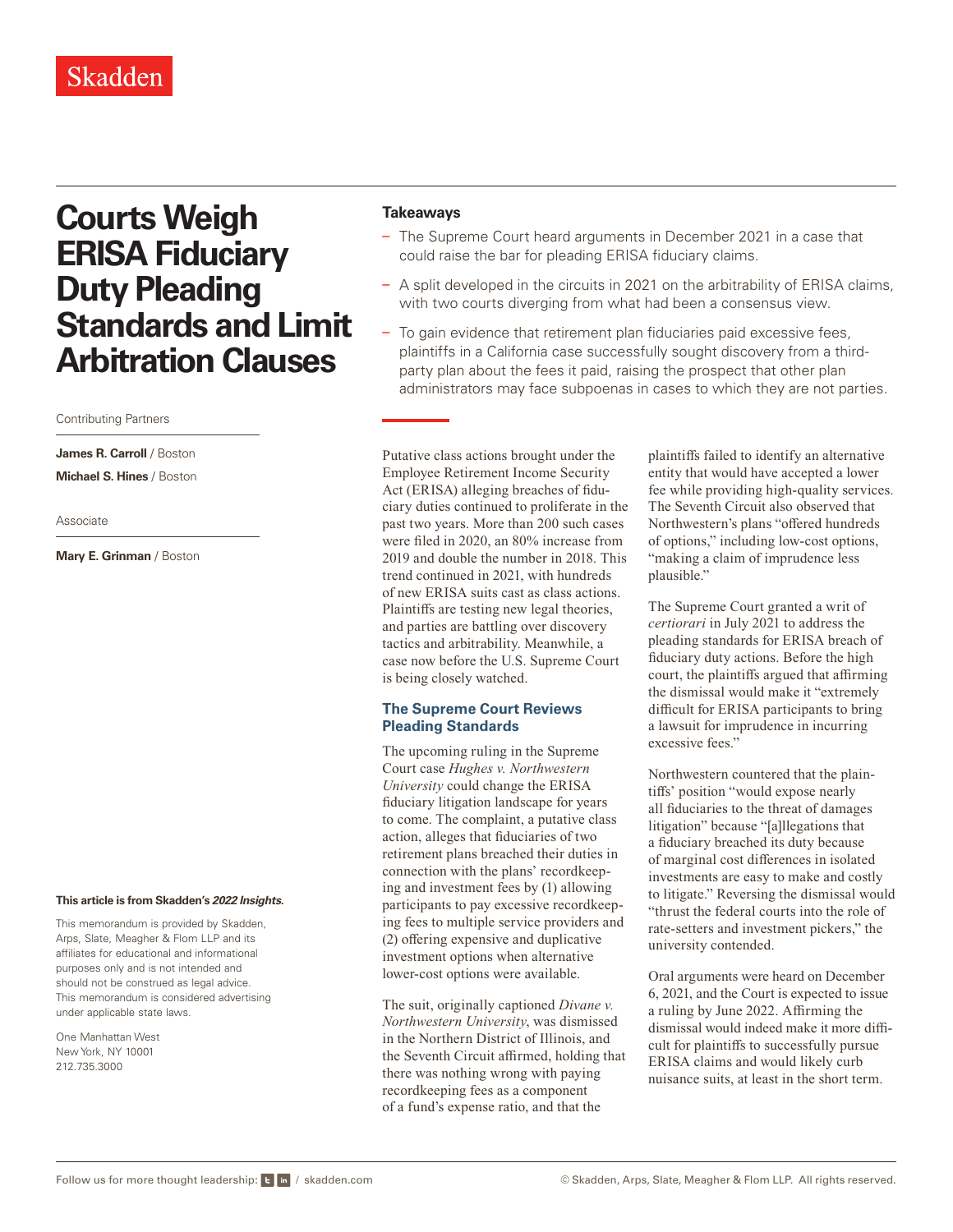Skadden

# Courts Weigh ERISA Fiduciary Duty Pleading Standards and Limit Arbitration Clauses

Contributing Partners

**James R. Carroll** / Boston

**Michael S. Hines** / Boston

Associate

**Mary E. Grinman** / Boston

**This article is from Skadden's *2022 Insights*.**

This memorandum is provided by Skadden, Arps, Slate, Meagher & Flom LLP and its affiliates for educational and informational purposes only and is not intended and should not be construed as legal advice. This memorandum is considered advertising under applicable state laws.

One Manhattan West
New York, NY 10001
212.735.3000

## Takeaways

- The Supreme Court heard arguments in December 2021 in a case that could raise the bar for pleading ERISA fiduciary claims.
- A split developed in the circuits in 2021 on the arbitrability of ERISA claims, with two courts diverging from what had been a consensus view.
- To gain evidence that retirement plan fiduciaries paid excessive fees, plaintiffs in a California case successfully sought discovery from a third-party plan about the fees it paid, raising the prospect that other plan administrators may face subpoenas in cases to which they are not parties.

Putative class actions brought under the Employee Retirement Income Security Act (ERISA) alleging breaches of fiduciary duties continued to proliferate in the past two years. More than 200 such cases were filed in 2020, an 80% increase from 2019 and double the number in 2018. This trend continued in 2021, with hundreds of new ERISA suits cast as class actions. Plaintiffs are testing new legal theories, and parties are battling over discovery tactics and arbitrability. Meanwhile, a case now before the U.S. Supreme Court is being closely watched.

## The Supreme Court Reviews Pleading Standards

The upcoming ruling in the Supreme Court case *Hughes v. Northwestern University* could change the ERISA fiduciary litigation landscape for years to come. The complaint, a putative class action, alleges that fiduciaries of two retirement plans breached their duties in connection with the plans' recordkeeping and investment fees by (1) allowing participants to pay excessive recordkeeping fees to multiple service providers and (2) offering expensive and duplicative investment options when alternative lower-cost options were available.

The suit, originally captioned *Divane v. Northwestern University*, was dismissed in the Northern District of Illinois, and the Seventh Circuit affirmed, holding that there was nothing wrong with paying recordkeeping fees as a component of a fund's expense ratio, and that the plaintiffs failed to identify an alternative entity that would have accepted a lower fee while providing high-quality services. The Seventh Circuit also observed that Northwestern's plans "offered hundreds of options," including low-cost options, "making a claim of imprudence less plausible."

The Supreme Court granted a writ of *certiorari* in July 2021 to address the pleading standards for ERISA breach of fiduciary duty actions. Before the high court, the plaintiffs argued that affirming the dismissal would make it "extremely difficult for ERISA participants to bring a lawsuit for imprudence in incurring excessive fees."

Northwestern countered that the plaintiffs' position "would expose nearly all fiduciaries to the threat of damages litigation" because "[a]llegations that a fiduciary breached its duty because of marginal cost differences in isolated investments are easy to make and costly to litigate." Reversing the dismissal would "thrust the federal courts into the role of rate-setters and investment pickers," the university contended.

Oral arguments were heard on December 6, 2021, and the Court is expected to issue a ruling by June 2022. Affirming the dismissal would indeed make it more difficult for plaintiffs to successfully pursue ERISA claims and would likely curb nuisance suits, at least in the short term.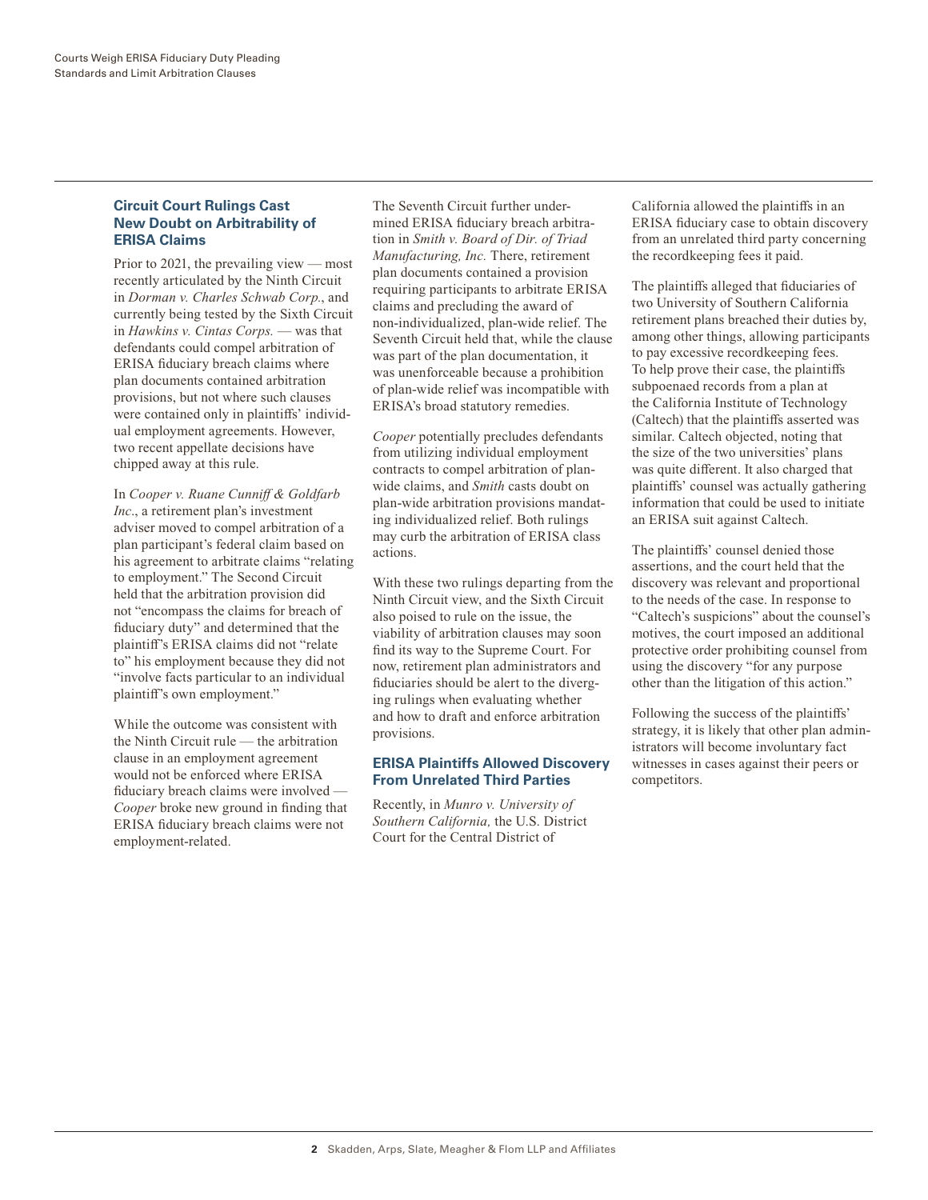## Circuit Court Rulings Cast New Doubt on Arbitrability of ERISA Claims

Prior to 2021, the prevailing view — most recently articulated by the Ninth Circuit in *Dorman v. Charles Schwab Corp.*, and currently being tested by the Sixth Circuit in *Hawkins v. Cintas Corps.* — was that defendants could compel arbitration of ERISA fiduciary breach claims where plan documents contained arbitration provisions, but not where such clauses were contained only in plaintiffs' individual employment agreements. However, two recent appellate decisions have chipped away at this rule.

In *Cooper v. Ruane Cunniff & Goldfarb Inc.*, a retirement plan's investment adviser moved to compel arbitration of a plan participant's federal claim based on his agreement to arbitrate claims "relating to employment." The Second Circuit held that the arbitration provision did not "encompass the claims for breach of fiduciary duty" and determined that the plaintiff's ERISA claims did not "relate to" his employment because they did not "involve facts particular to an individual plaintiff's own employment."

While the outcome was consistent with the Ninth Circuit rule — the arbitration clause in an employment agreement would not be enforced where ERISA fiduciary breach claims were involved — *Cooper* broke new ground in finding that ERISA fiduciary breach claims were not employment-related.

The Seventh Circuit further undermined ERISA fiduciary breach arbitration in *Smith v. Board of Dir. of Triad Manufacturing, Inc.* There, retirement plan documents contained a provision requiring participants to arbitrate ERISA claims and precluding the award of non-individualized, plan-wide relief. The Seventh Circuit held that, while the clause was part of the plan documentation, it was unenforceable because a prohibition of plan-wide relief was incompatible with ERISA's broad statutory remedies.

*Cooper* potentially precludes defendants from utilizing individual employment contracts to compel arbitration of plan-wide claims, and *Smith* casts doubt on plan-wide arbitration provisions mandating individualized relief. Both rulings may curb the arbitration of ERISA class actions.

With these two rulings departing from the Ninth Circuit view, and the Sixth Circuit also poised to rule on the issue, the viability of arbitration clauses may soon find its way to the Supreme Court. For now, retirement plan administrators and fiduciaries should be alert to the diverging rulings when evaluating whether and how to draft and enforce arbitration provisions.

## ERISA Plaintiffs Allowed Discovery From Unrelated Third Parties

Recently, in *Munro v. University of Southern California,* the U.S. District Court for the Central District of California allowed the plaintiffs in an ERISA fiduciary case to obtain discovery from an unrelated third party concerning the recordkeeping fees it paid.

The plaintiffs alleged that fiduciaries of two University of Southern California retirement plans breached their duties by, among other things, allowing participants to pay excessive recordkeeping fees. To help prove their case, the plaintiffs subpoenaed records from a plan at the California Institute of Technology (Caltech) that the plaintiffs asserted was similar. Caltech objected, noting that the size of the two universities' plans was quite different. It also charged that plaintiffs' counsel was actually gathering information that could be used to initiate an ERISA suit against Caltech.

The plaintiffs' counsel denied those assertions, and the court held that the discovery was relevant and proportional to the needs of the case. In response to "Caltech's suspicions" about the counsel's motives, the court imposed an additional protective order prohibiting counsel from using the discovery "for any purpose other than the litigation of this action."

Following the success of the plaintiffs' strategy, it is likely that other plan administrators will become involuntary fact witnesses in cases against their peers or competitors.